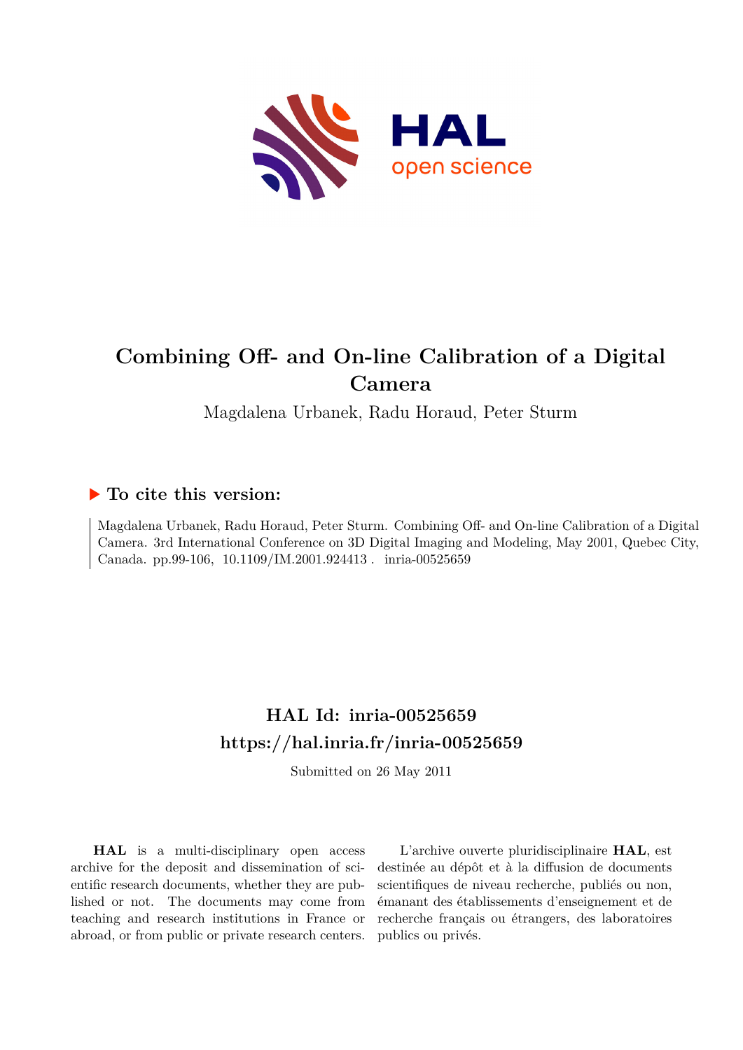# Combining Off- and On-line Calibration of a Digital Camera

Magdalena Urbanek, Radu Horaud, Peter Sturm

## ▶ To cite this version:

Magdalena Urbanek, Radu Horaud, Peter Sturm. Combining Off- and On-line Calibration of a Digital Camera. 3rd International Conference on 3D Digital Imaging and Modeling, May 2001, Quebec City, Canada. pp.99-106, 10.1109/IM.2001.924413 . inria-00525659

## HAL Id: inria-00525659

## https://hal.inria.fr/inria-00525659

Submitted on 26 May 2011

**HAL** is a multi-disciplinary open access archive for the deposit and dissemination of scientific research documents, whether they are published or not. The documents may come from teaching and research institutions in France or abroad, or from public or private research centers.

L'archive ouverte pluridisciplinaire **HAL**, est destinée au dépôt et à la diffusion de documents scientifiques de niveau recherche, publiés ou non, émanant des établissements d'enseignement et de recherche français ou étrangers, des laboratoires publics ou privés.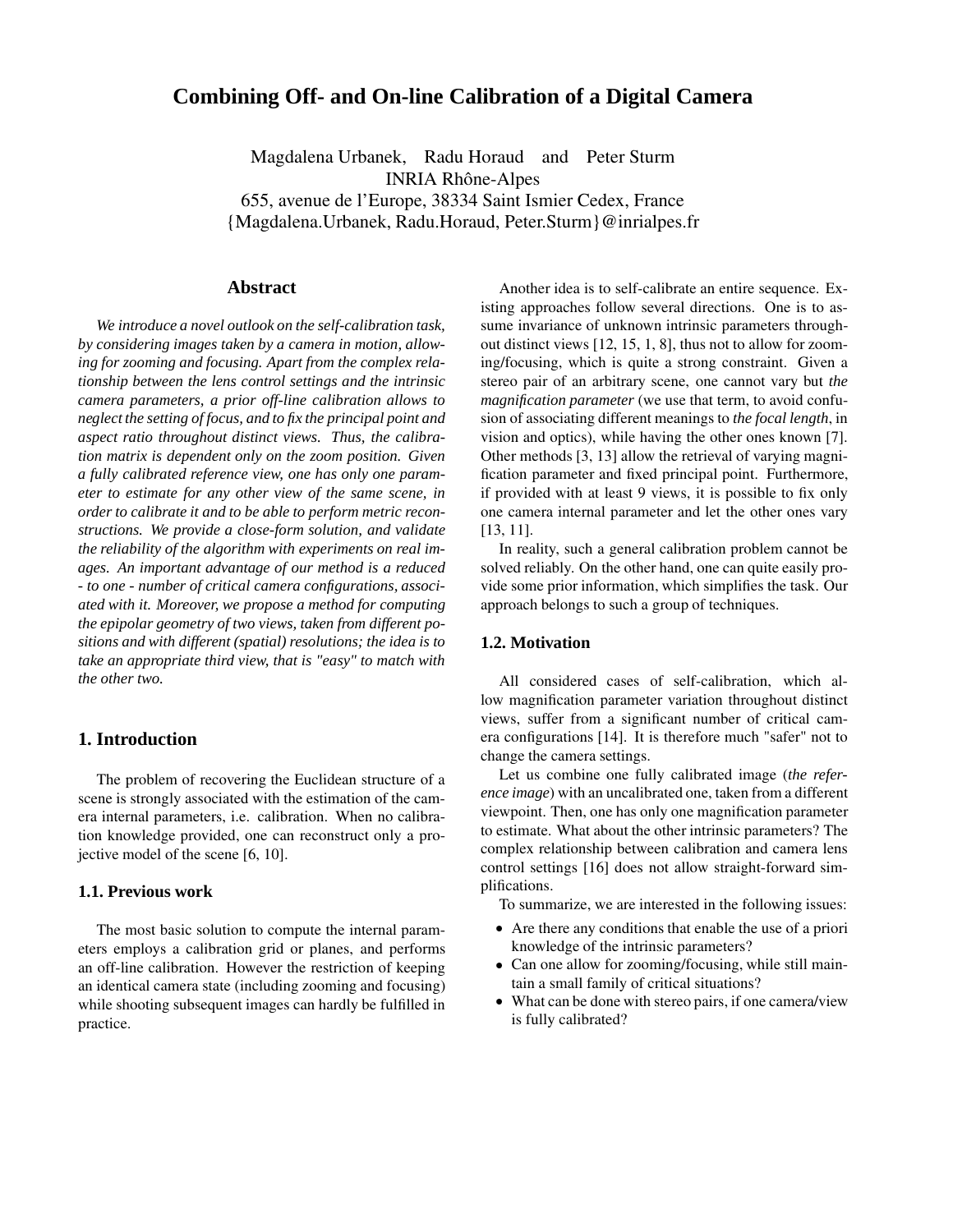# Combining Off- and On-line Calibration of a Digital Camera

Magdalena Urbanek, Radu Horaud and Peter Sturm
INRIA Rhône-Alpes
655, avenue de l'Europe, 38334 Saint Ismier Cedex, France
{Magdalena.Urbanek, Radu.Horaud, Peter.Sturm}@inrialpes.fr

## Abstract

*We introduce a novel outlook on the self-calibration task, by considering images taken by a camera in motion, allowing for zooming and focusing. Apart from the complex relationship between the lens control settings and the intrinsic camera parameters, a prior off-line calibration allows to neglect the setting of focus, and to fix the principal point and aspect ratio throughout distinct views. Thus, the calibration matrix is dependent only on the zoom position. Given a fully calibrated reference view, one has only one parameter to estimate for any other view of the same scene, in order to calibrate it and to be able to perform metric reconstructions. We provide a close-form solution, and validate the reliability of the algorithm with experiments on real images. An important advantage of our method is a reduced - to one - number of critical camera configurations, associated with it. Moreover, we propose a method for computing the epipolar geometry of two views, taken from different positions and with different (spatial) resolutions; the idea is to take an appropriate third view, that is "easy" to match with the other two.*

## 1. Introduction

The problem of recovering the Euclidean structure of a scene is strongly associated with the estimation of the camera internal parameters, i.e. calibration. When no calibration knowledge provided, one can reconstruct only a projective model of the scene [6, 10].

### 1.1. Previous work

The most basic solution to compute the internal parameters employs a calibration grid or planes, and performs an off-line calibration. However the restriction of keeping an identical camera state (including zooming and focusing) while shooting subsequent images can hardly be fulfilled in practice.

Another idea is to self-calibrate an entire sequence. Existing approaches follow several directions. One is to assume invariance of unknown intrinsic parameters throughout distinct views [12, 15, 1, 8], thus not to allow for zooming/focusing, which is quite a strong constraint. Given a stereo pair of an arbitrary scene, one cannot vary but *the magnification parameter* (we use that term, to avoid confusion of associating different meanings to *the focal length*, in vision and optics), while having the other ones known [7]. Other methods [3, 13] allow the retrieval of varying magnification parameter and fixed principal point. Furthermore, if provided with at least 9 views, it is possible to fix only one camera internal parameter and let the other ones vary [13, 11].

In reality, such a general calibration problem cannot be solved reliably. On the other hand, one can quite easily provide some prior information, which simplifies the task. Our approach belongs to such a group of techniques.

### 1.2. Motivation

All considered cases of self-calibration, which allow magnification parameter variation throughout distinct views, suffer from a significant number of critical camera configurations [14]. It is therefore much "safer" not to change the camera settings.

Let us combine one fully calibrated image (*the reference image*) with an uncalibrated one, taken from a different viewpoint. Then, one has only one magnification parameter to estimate. What about the other intrinsic parameters? The complex relationship between calibration and camera lens control settings [16] does not allow straight-forward simplifications.

To summarize, we are interested in the following issues:

- Are there any conditions that enable the use of a priori knowledge of the intrinsic parameters?
- Can one allow for zooming/focusing, while still maintain a small family of critical situations?
- What can be done with stereo pairs, if one camera/view is fully calibrated?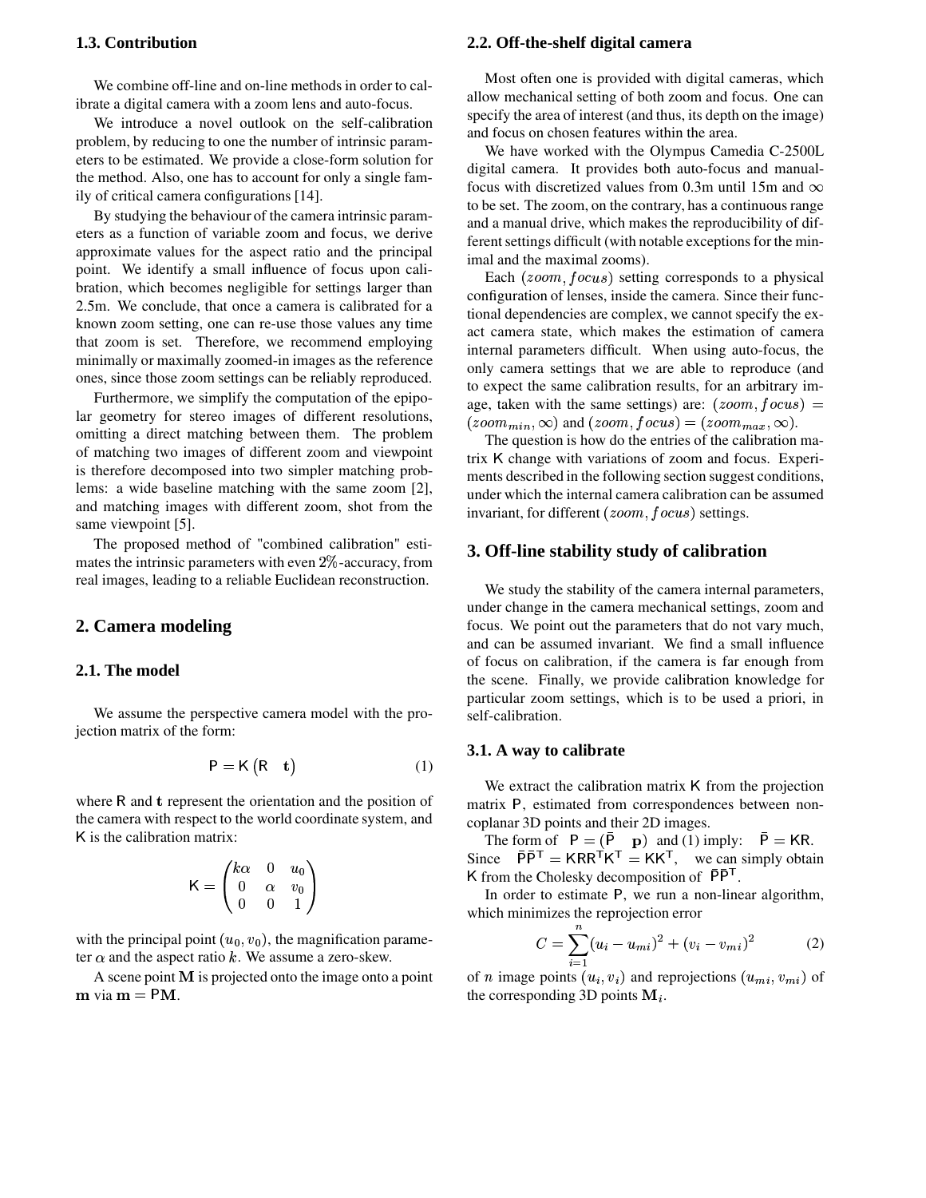### 1.3. Contribution

We combine off-line and on-line methods in order to calibrate a digital camera with a zoom lens and auto-focus.

We introduce a novel outlook on the self-calibration problem, by reducing to one the number of intrinsic parameters to be estimated. We provide a close-form solution for the method. Also, one has to account for only a single family of critical camera configurations [14].

By studying the behaviour of the camera intrinsic parameters as a function of variable zoom and focus, we derive approximate values for the aspect ratio and the principal point. We identify a small influence of focus upon calibration, which becomes negligible for settings larger than 2.5m. We conclude, that once a camera is calibrated for a known zoom setting, one can re-use those values any time that zoom is set. Therefore, we recommend employing minimally or maximally zoomed-in images as the reference ones, since those zoom settings can be reliably reproduced.

Furthermore, we simplify the computation of the epipolar geometry for stereo images of different resolutions, omitting a direct matching between them. The problem of matching two images of different zoom and viewpoint is therefore decomposed into two simpler matching problems: a wide baseline matching with the same zoom [2], and matching images with different zoom, shot from the same viewpoint [5].

The proposed method of "combined calibration" estimates the intrinsic parameters with even $2\%$-accuracy, from real images, leading to a reliable Euclidean reconstruction.

## 2. Camera modeling

### 2.1. The model

We assume the perspective camera model with the projection matrix of the form:

$$\mathsf{P} = \mathsf{K} \begin{pmatrix} \mathsf{R} & \mathbf{t} \end{pmatrix} \tag{1}$$

where $\mathsf{R}$ and $\mathbf{t}$ represent the orientation and the position of the camera with respect to the world coordinate system, and $\mathsf{K}$ is the calibration matrix:

$$\mathsf{K} = \begin{pmatrix} k\alpha & 0 & u_0 \\ 0 & \alpha & v_0 \\ 0 & 0 & 1 \end{pmatrix}$$

with the principal point $(u_0, v_0)$, the magnification parameter $\alpha$ and the aspect ratio $k$. We assume a zero-skew.

A scene point $\mathbf{M}$ is projected onto the image onto a point $\mathbf{m}$ via $\mathbf{m} = \mathsf{P}\mathbf{M}$.

### 2.2. Off-the-shelf digital camera

Most often one is provided with digital cameras, which allow mechanical setting of both zoom and focus. One can specify the area of interest (and thus, its depth on the image) and focus on chosen features within the area.

We have worked with the Olympus Camedia C-2500L digital camera. It provides both auto-focus and manual-focus with discretized values from 0.3m until 15m and $\infty$ to be set. The zoom, on the contrary, has a continuous range and a manual drive, which makes the reproducibility of different settings difficult (with notable exceptions for the minimal and the maximal zooms).

Each $(zoom, focus)$ setting corresponds to a physical configuration of lenses, inside the camera. Since their functional dependencies are complex, we cannot specify the exact camera state, which makes the estimation of camera internal parameters difficult. When using auto-focus, the only camera settings that we are able to reproduce (and to expect the same calibration results, for an arbitrary image, taken with the same settings) are: $(zoom, focus) = (zoom_{min}, \infty)$ and $(zoom, focus) = (zoom_{max}, \infty)$.

The question is how do the entries of the calibration matrix $\mathsf{K}$ change with variations of zoom and focus. Experiments described in the following section suggest conditions, under which the internal camera calibration can be assumed invariant, for different $(zoom, focus)$ settings.

## 3. Off-line stability study of calibration

We study the stability of the camera internal parameters, under change in the camera mechanical settings, zoom and focus. We point out the parameters that do not vary much, and can be assumed invariant. We find a small influence of focus on calibration, if the camera is far enough from the scene. Finally, we provide calibration knowledge for particular zoom settings, which is to be used a priori, in self-calibration.

### 3.1. A way to calibrate

We extract the calibration matrix $\mathsf{K}$ from the projection matrix $\mathsf{P}$, estimated from correspondences between non-coplanar 3D points and their 2D images.

The form of $\mathsf{P} = (\bar{\mathsf{P}} \quad \mathbf{p})$ and (1) imply: $\bar{\mathsf{P}} = \mathsf{K}\mathsf{R}$. Since $\bar{\mathsf{P}}\bar{\mathsf{P}}^{\mathsf{T}} = \mathsf{K}\mathsf{R}\mathsf{R}^{\mathsf{T}}\mathsf{K}^{\mathsf{T}} = \mathsf{K}\mathsf{K}^{\mathsf{T}}$, we can simply obtain $\mathsf{K}$ from the Cholesky decomposition of $\bar{\mathsf{P}}\bar{\mathsf{P}}^{\mathsf{T}}$.

In order to estimate $\mathsf{P}$, we run a non-linear algorithm, which minimizes the reprojection error

$$C = \sum_{i=1}^{n} (u_i - u_{mi})^2 + (v_i - v_{mi})^2 \tag{2}$$

of $n$ image points $(u_i, v_i)$ and reprojections $(u_{mi}, v_{mi})$ of the corresponding 3D points $\mathbf{M}_i$.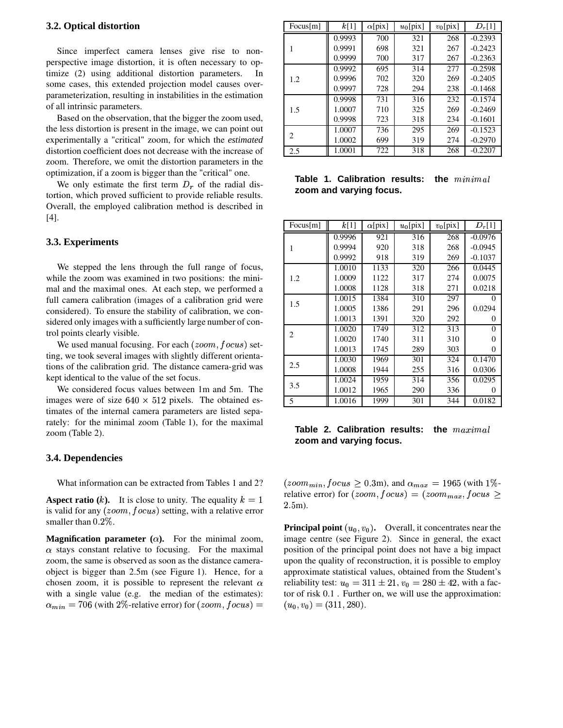### 3.2. Optical distortion

Since imperfect camera lenses give rise to non-perspective image distortion, it is often necessary to optimize (2) using additional distortion parameters. In some cases, this extended projection model causes over-parameterization, resulting in instabilities in the estimation of all intrinsic parameters.

Based on the observation, that the bigger the zoom used, the less distortion is present in the image, we can point out experimentally a "critical" zoom, for which the *estimated* distortion coefficient does not decrease with the increase of zoom. Therefore, we omit the distortion parameters in the optimization, if a zoom is bigger than the "critical" one.

We only estimate the first term $D_r$ of the radial distortion, which proved sufficient to provide reliable results. Overall, the employed calibration method is described in [4].

### 3.3. Experiments

We stepped the lens through the full range of focus, while the zoom was examined in two positions: the minimal and the maximal ones. At each step, we performed a full camera calibration (images of a calibration grid were considered). To ensure the stability of calibration, we considered only images with a sufficiently large number of control points clearly visible.

We used manual focusing. For each $(zoom, focus)$ setting, we took several images with slightly different orientations of the calibration grid. The distance camera-grid was kept identical to the value of the set focus.

We considered focus values between 1m and 5m. The images were of size $640 \times 512$ pixels. The obtained estimates of the internal camera parameters are listed separately: for the minimal zoom (Table 1), for the maximal zoom (Table 2).

| Focus[m] | $k$[1] | $\alpha$[pix] | $u_0$[pix] | $v_0$[pix] | $D_r$[1] |
|---|---|---|---|---|---|
| 1 | 0.9993 | 700 | 321 | 268 | -0.2393 |
| | 0.9991 | 698 | 321 | 267 | -0.2423 |
| | 0.9999 | 700 | 317 | 267 | -0.2363 |
| 1.2 | 0.9992 | 695 | 314 | 277 | -0.2598 |
| | 0.9996 | 702 | 320 | 269 | -0.2405 |
| | 0.9997 | 728 | 294 | 238 | -0.1468 |
| 1.5 | 0.9998 | 731 | 316 | 232 | -0.1574 |
| | 1.0007 | 710 | 325 | 269 | -0.2469 |
| | 0.9998 | 723 | 318 | 234 | -0.1601 |
| 2 | 1.0007 | 736 | 295 | 269 | -0.1523 |
| | 1.0002 | 699 | 319 | 274 | -0.2970 |
| 2.5 | 1.0001 | 722 | 318 | 268 | -0.2207 |

**Table 1. Calibration results: the $minimal$ zoom and varying focus.**

| Focus[m] | $k$[1] | $\alpha$[pix] | $u_0$[pix] | $v_0$[pix] | $D_r$[1] |
|---|---|---|---|---|---|
| 1 | 0.9996 | 921 | 316 | 268 | -0.0976 |
| | 0.9994 | 920 | 318 | 268 | -0.0945 |
| | 0.9992 | 918 | 319 | 269 | -0.1037 |
| 1.2 | 1.0010 | 1133 | 320 | 266 | 0.0445 |
| | 1.0009 | 1122 | 317 | 274 | 0.0075 |
| | 1.0008 | 1128 | 318 | 271 | 0.0218 |
| 1.5 | 1.0015 | 1384 | 310 | 297 | 0 |
| | 1.0005 | 1386 | 291 | 296 | 0.0294 |
| | 1.0013 | 1391 | 320 | 292 | 0 |
| 2 | 1.0020 | 1749 | 312 | 313 | 0 |
| | 1.0020 | 1740 | 311 | 310 | 0 |
| | 1.0013 | 1745 | 289 | 303 | 0 |
| 2.5 | 1.0030 | 1969 | 301 | 324 | 0.1470 |
| | 1.0008 | 1944 | 255 | 316 | 0.0306 |
| 3.5 | 1.0024 | 1959 | 314 | 356 | 0.0295 |
| | 1.0012 | 1965 | 290 | 336 | 0 |
| 5 | 1.0016 | 1999 | 301 | 344 | 0.0182 |

**Table 2. Calibration results: the $maximal$ zoom and varying focus.**

### 3.4. Dependencies

What information can be extracted from Tables 1 and 2?

**Aspect ratio ($k$).** It is close to unity. The equality $k = 1$ is valid for any $(zoom, focus)$ setting, with a relative error smaller than $0.2\%$.

**Magnification parameter ($\alpha$).** For the minimal zoom, $\alpha$ stays constant relative to focusing. For the maximal zoom, the same is observed as soon as the distance camera-object is bigger than 2.5m (see Figure 1). Hence, for a chosen zoom, it is possible to represent the relevant $\alpha$ with a single value (e.g. the median of the estimates): $\alpha_{min} = 706$ (with 2%-relative error) for $(zoom, focus) = (zoom_{min}, focus \geq 0.3\text{m})$, and $\alpha_{max} = 1965$ (with 1%-relative error) for $(zoom, focus) = (zoom_{max}, focus \geq 2.5\text{m})$.

**Principal point $(u_0, v_0)$.** Overall, it concentrates near the image centre (see Figure 2). Since in general, the exact position of the principal point does not have a big impact upon the quality of reconstruction, it is possible to employ approximate statistical values, obtained from the Student's reliability test: $u_0 = 311 \pm 21$, $v_0 = 280 \pm 42$, with a factor of risk 0.1 . Further on, we will use the approximation: $(u_0, v_0) = (311, 280)$.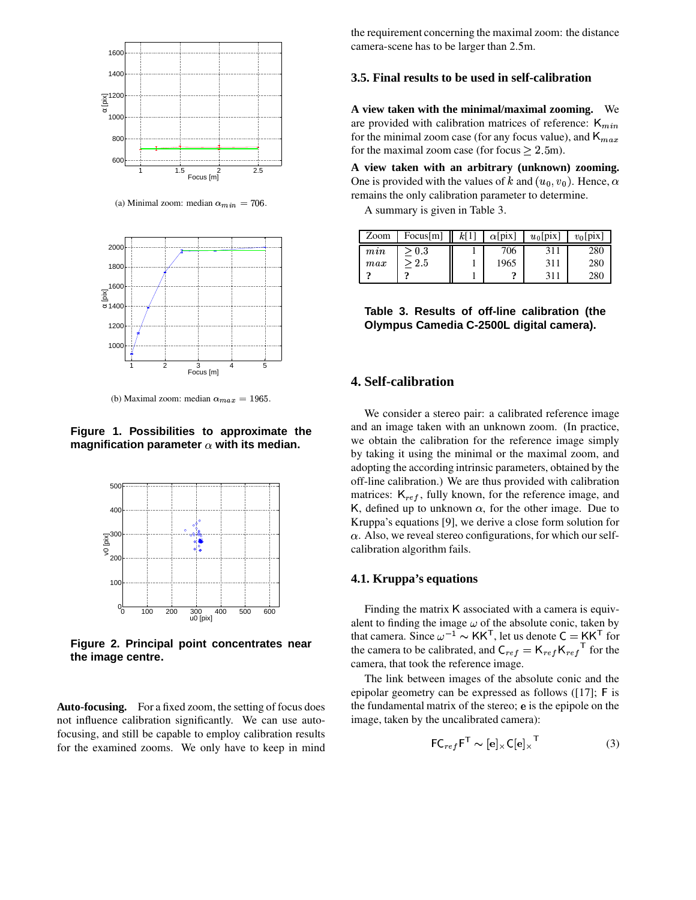(a) Minimal zoom: median $\alpha_{min} = 706$.

(b) Maximal zoom: median $\alpha_{max} = 1965$.

**Figure 1. Possibilities to approximate the magnification parameter $\alpha$ with its median.**

**Figure 2. Principal point concentrates near the image centre.**

**Auto-focusing.** For a fixed zoom, the setting of focus does not influence calibration significantly. We can use auto-focusing, and still be capable to employ calibration results for the examined zooms. We only have to keep in mind the requirement concerning the maximal zoom: the distance camera-scene has to be larger than 2.5m.

### 3.5. Final results to be used in self-calibration

**A view taken with the minimal/maximal zooming.** We are provided with calibration matrices of reference: $\mathsf{K}_{min}$ for the minimal zoom case (for any focus value), and $\mathsf{K}_{max}$ for the maximal zoom case (for focus $\geq 2.5$m).

**A view taken with an arbitrary (unknown) zooming.** One is provided with the values of $k$ and $(u_0, v_0)$. Hence, $\alpha$ remains the only calibration parameter to determine.

A summary is given in Table 3.

| Zoom | Focus[m] | $k$[1] | $\alpha$[pix] | $u_0$[pix] | $v_0$[pix] |
|---|---|---|---|---|---|
| $min$ | $\geq 0.3$ | 1 | 706 | 311 | 280 |
| $max$ | $\geq 2.5$ | 1 | 1965 | 311 | 280 |
| **?** | **?** | 1 | **?** | 311 | 280 |

**Table 3. Results of off-line calibration (the Olympus Camedia C-2500L digital camera).**

## 4. Self-calibration

We consider a stereo pair: a calibrated reference image and an image taken with an unknown zoom. (In practice, we obtain the calibration for the reference image simply by taking it using the minimal or the maximal zoom, and adopting the according intrinsic parameters, obtained by the off-line calibration.) We are thus provided with calibration matrices: $\mathsf{K}_{ref}$, fully known, for the reference image, and $\mathsf{K}$, defined up to unknown $\alpha$, for the other image. Due to Kruppa's equations [9], we derive a close form solution for $\alpha$. Also, we reveal stereo configurations, for which our self-calibration algorithm fails.

### 4.1. Kruppa's equations

Finding the matrix $\mathsf{K}$ associated with a camera is equivalent to finding the image $\omega$ of the absolute conic, taken by that camera. Since $\omega^{-1} \sim \mathsf{K}\mathsf{K}^\mathsf{T}$, let us denote $\mathsf{C} = \mathsf{K}\mathsf{K}^\mathsf{T}$ for the camera to be calibrated, and $\mathsf{C}_{ref} = \mathsf{K}_{ref}\mathsf{K}_{ref}{}^\mathsf{T}$ for the camera, that took the reference image.

The link between images of the absolute conic and the epipolar geometry can be expressed as follows ([17]; $\mathsf{F}$ is the fundamental matrix of the stereo; $\mathbf{e}$ is the epipole on the image, taken by the uncalibrated camera):

$$\mathsf{F}\mathsf{C}_{ref}\mathsf{F}^\mathsf{T} \sim [\mathbf{e}]_\times \mathsf{C} [\mathbf{e}]_\times{}^\mathsf{T} \tag{3}$$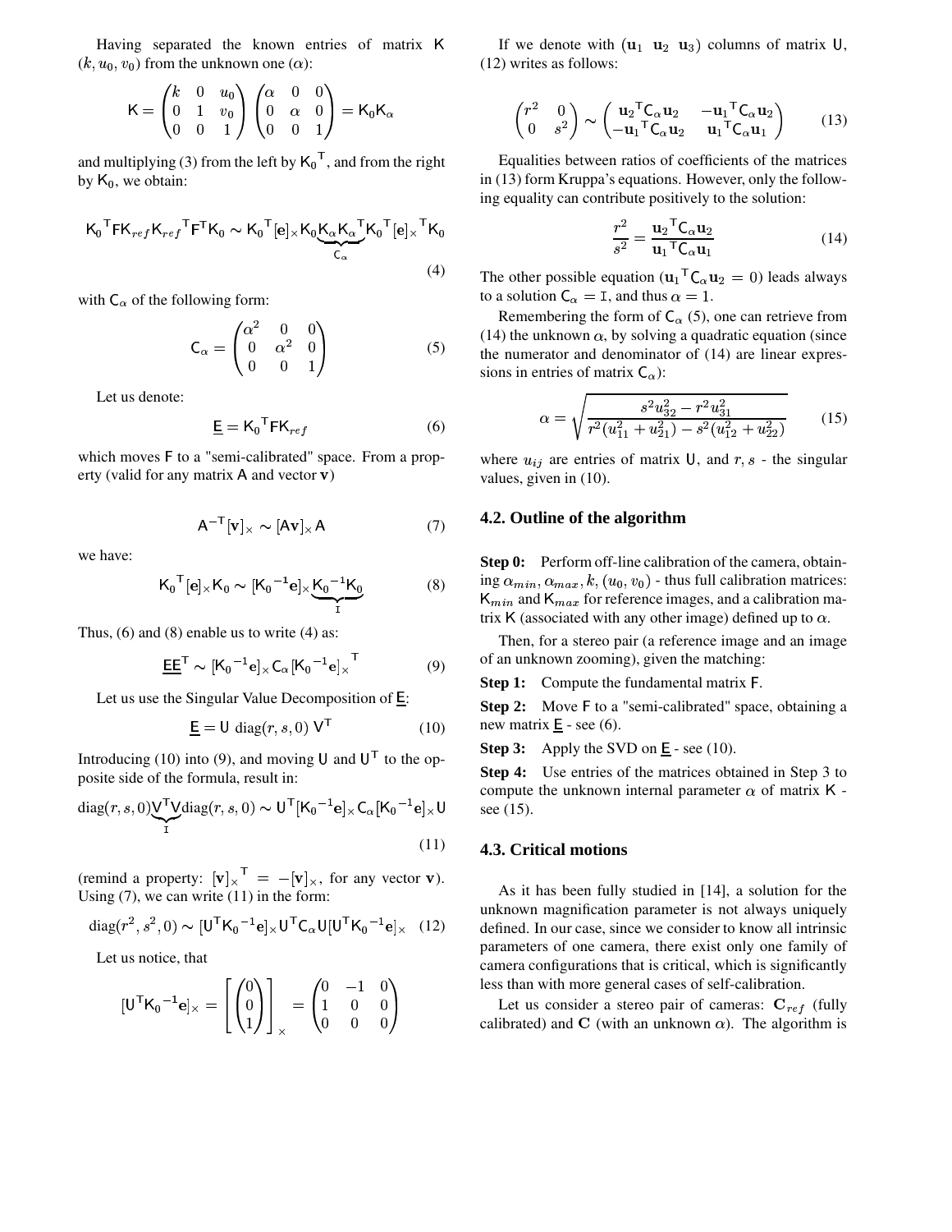Having separated the known entries of matrix $\mathsf{K}$ $(k, u_0, v_0)$ from the unknown one $(\alpha)$:

$$\mathsf{K} = \begin{pmatrix} k & 0 & u_0 \\ 0 & 1 & v_0 \\ 0 & 0 & 1 \end{pmatrix} \begin{pmatrix} \alpha & 0 & 0 \\ 0 & \alpha & 0 \\ 0 & 0 & 1 \end{pmatrix} = \mathsf{K}_0 \mathsf{K}_\alpha$$

and multiplying (3) from the left by $\mathsf{K}_0{}^\mathsf{T}$, and from the right by $\mathsf{K}_0$, we obtain:

$$\mathsf{K}_0{}^\mathsf{T} \mathsf{F} \mathsf{K}_{ref} \mathsf{K}_{ref}{}^\mathsf{T} \mathsf{F}^\mathsf{T} \mathsf{K}_0 \sim \mathsf{K}_0{}^\mathsf{T} [\mathbf{e}]_\times \mathsf{K}_0 \underbrace{\mathsf{K}_\alpha \mathsf{K}_\alpha{}^\mathsf{T}}_{\mathsf{C}_\alpha} \mathsf{K}_0{}^\mathsf{T} [\mathbf{e}]_\times{}^\mathsf{T} \mathsf{K}_0 \tag{4}$$

with $\mathsf{C}_\alpha$ of the following form:

$$\mathsf{C}_\alpha = \begin{pmatrix} \alpha^2 & 0 & 0 \\ 0 & \alpha^2 & 0 \\ 0 & 0 & 1 \end{pmatrix} \tag{5}$$

Let us denote:

$$\underline{\mathsf{E}} = \mathsf{K}_0{}^\mathsf{T} \mathsf{F} \mathsf{K}_{ref} \tag{6}$$

which moves $\mathsf{F}$ to a "semi-calibrated" space. From a property (valid for any matrix $\mathsf{A}$ and vector $\mathbf{v}$)

$$\mathsf{A}^{-\mathsf{T}} [\mathbf{v}]_\times \sim [\mathsf{A}\mathbf{v}]_\times \mathsf{A} \tag{7}$$

we have:

$$\mathsf{K}_0{}^\mathsf{T} [\mathbf{e}]_\times \mathsf{K}_0 \sim [\mathsf{K}_0{}^{-1} \mathbf{e}]_\times \underbrace{\mathsf{K}_0{}^{-1} \mathsf{K}_0}_{\mathtt{I}} \tag{8}$$

Thus, (6) and (8) enable us to write (4) as:

$$\underline{\mathsf{E}}\underline{\mathsf{E}}^\mathsf{T} \sim [\mathsf{K}_0{}^{-1} \mathbf{e}]_\times \mathsf{C}_\alpha [\mathsf{K}_0{}^{-1} \mathbf{e}]_\times{}^\mathsf{T} \tag{9}$$

Let us use the Singular Value Decomposition of $\underline{\mathsf{E}}$:

$$\underline{\mathsf{E}} = \mathsf{U} \ \mathrm{diag}(r, s, 0) \ \mathsf{V}^\mathsf{T} \tag{10}$$

Introducing (10) into (9), and moving $\mathsf{U}$ and $\mathsf{U}^\mathsf{T}$ to the opposite side of the formula, result in:

$$\mathrm{diag}(r, s, 0) \underbrace{\mathsf{V}^\mathsf{T} \mathsf{V}}_{\mathtt{I}} \mathrm{diag}(r, s, 0) \sim \mathsf{U}^\mathsf{T} [\mathsf{K}_0{}^{-1} \mathbf{e}]_\times \mathsf{C}_\alpha [\mathsf{K}_0{}^{-1} \mathbf{e}]_\times \mathsf{U} \tag{11}$$

(remind a property: $[\mathbf{v}]_\times{}^\mathsf{T} = -[\mathbf{v}]_\times$, for any vector $\mathbf{v}$). Using (7), we can write (11) in the form:

$$\mathrm{diag}(r^2, s^2, 0) \sim [\mathsf{U}^\mathsf{T} \mathsf{K}_0{}^{-1} \mathbf{e}]_\times \mathsf{U}^\mathsf{T} \mathsf{C}_\alpha \mathsf{U} [\mathsf{U}^\mathsf{T} \mathsf{K}_0{}^{-1} \mathbf{e}]_\times \tag{12}$$

Let us notice, that

$$[\mathsf{U}^\mathsf{T} \mathsf{K}_0{}^{-1} \mathbf{e}]_\times = \left[ \begin{pmatrix} 0 \\ 0 \\ 1 \end{pmatrix} \right]_\times = \begin{pmatrix} 0 & -1 & 0 \\ 1 & 0 & 0 \\ 0 & 0 & 0 \end{pmatrix}$$

If we denote with $(\mathbf{u}_1 \ \mathbf{u}_2 \ \mathbf{u}_3)$ columns of matrix $\mathsf{U}$, (12) writes as follows:

$$\begin{pmatrix} r^2 & 0 \\ 0 & s^2 \end{pmatrix} \sim \begin{pmatrix} \mathbf{u}_2{}^\mathsf{T} \mathsf{C}_\alpha \mathbf{u}_2 & -\mathbf{u}_1{}^\mathsf{T} \mathsf{C}_\alpha \mathbf{u}_2 \\ -\mathbf{u}_1{}^\mathsf{T} \mathsf{C}_\alpha \mathbf{u}_2 & \mathbf{u}_1{}^\mathsf{T} \mathsf{C}_\alpha \mathbf{u}_1 \end{pmatrix} \tag{13}$$

Equalities between ratios of coefficients of the matrices in (13) form Kruppa's equations. However, only the following equality can contribute positively to the solution:

$$\frac{r^2}{s^2} = \frac{\mathbf{u}_2{}^\mathsf{T} \mathsf{C}_\alpha \mathbf{u}_2}{\mathbf{u}_1{}^\mathsf{T} \mathsf{C}_\alpha \mathbf{u}_1} \tag{14}$$

The other possible equation ($\mathbf{u}_1{}^\mathsf{T} \mathsf{C}_\alpha \mathbf{u}_2 = 0$) leads always to a solution $\mathsf{C}_\alpha = \mathtt{I}$, and thus $\alpha = 1$.

Remembering the form of $\mathsf{C}_\alpha$ (5), one can retrieve from (14) the unknown $\alpha$, by solving a quadratic equation (since the numerator and denominator of (14) are linear expressions in entries of matrix $\mathsf{C}_\alpha$):

$$\alpha = \sqrt{\frac{s^2 u_{32}^2 - r^2 u_{31}^2}{r^2 (u_{11}^2 + u_{21}^2) - s^2 (u_{12}^2 + u_{22}^2)}} \tag{15}$$

where $u_{ij}$ are entries of matrix $\mathsf{U}$, and $r, s$ - the singular values, given in (10).

### 4.2. Outline of the algorithm

**Step 0:** Perform off-line calibration of the camera, obtaining $\alpha_{min}, \alpha_{max}, k, (u_0, v_0)$ - thus full calibration matrices: $\mathsf{K}_{min}$ and $\mathsf{K}_{max}$ for reference images, and a calibration matrix $\mathsf{K}$ (associated with any other image) defined up to $\alpha$.

Then, for a stereo pair (a reference image and an image of an unknown zooming), given the matching:

**Step 1:** Compute the fundamental matrix $\mathsf{F}$.

**Step 2:** Move $\mathsf{F}$ to a "semi-calibrated" space, obtaining a new matrix $\underline{\mathsf{E}}$ - see (6).

**Step 3:** Apply the SVD on $\underline{\mathsf{E}}$ - see (10).

**Step 4:** Use entries of the matrices obtained in Step 3 to compute the unknown internal parameter $\alpha$ of matrix $\mathsf{K}$ - see (15).

### 4.3. Critical motions

As it has been fully studied in [14], a solution for the unknown magnification parameter is not always uniquely defined. In our case, since we consider to know all intrinsic parameters of one camera, there exist only one family of camera configurations that is critical, which is significantly less than with more general cases of self-calibration.

Let us consider a stereo pair of cameras: $\mathbf{C}_{ref}$ (fully calibrated) and $\mathbf{C}$ (with an unknown $\alpha$). The algorithm is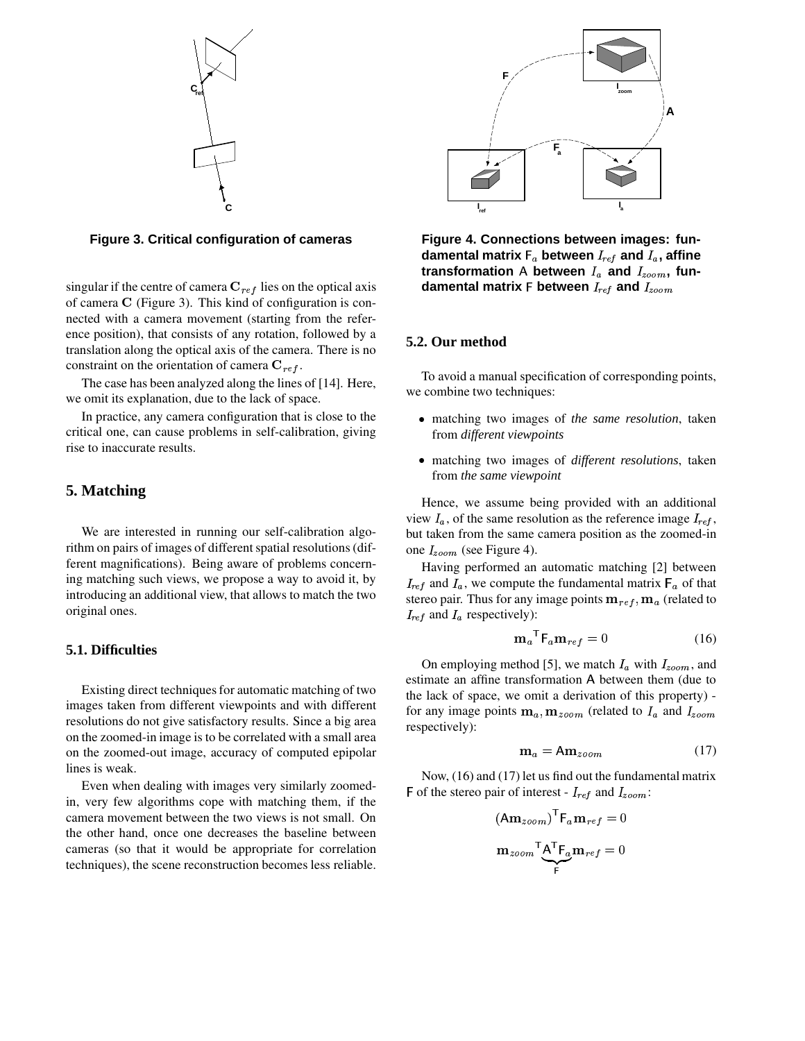**Figure 3. Critical configuration of cameras**

singular if the centre of camera $\mathbf{C}_{ref}$ lies on the optical axis of camera $\mathbf{C}$ (Figure 3). This kind of configuration is connected with a camera movement (starting from the reference position), that consists of any rotation, followed by a translation along the optical axis of the camera. There is no constraint on the orientation of camera $\mathbf{C}_{ref}$.

The case has been analyzed along the lines of [14]. Here, we omit its explanation, due to the lack of space.

In practice, any camera configuration that is close to the critical one, can cause problems in self-calibration, giving rise to inaccurate results.

## 5. Matching

We are interested in running our self-calibration algorithm on pairs of images of different spatial resolutions (different magnifications). Being aware of problems concerning matching such views, we propose a way to avoid it, by introducing an additional view, that allows to match the two original ones.

### 5.1. Difficulties

Existing direct techniques for automatic matching of two images taken from different viewpoints and with different resolutions do not give satisfactory results. Since a big area on the zoomed-in image is to be correlated with a small area on the zoomed-out image, accuracy of computed epipolar lines is weak.

Even when dealing with images very similarly zoomed-in, very few algorithms cope with matching them, if the camera movement between the two views is not small. On the other hand, once one decreases the baseline between cameras (so that it would be appropriate for correlation techniques), the scene reconstruction becomes less reliable.

**Figure 4. Connections between images: fundamental matrix $\mathsf{F}_a$ between $I_{ref}$ and $I_a$, affine transformation $\mathsf{A}$ between $I_a$ and $I_{zoom}$, fundamental matrix $\mathsf{F}$ between $I_{ref}$ and $I_{zoom}$**

### 5.2. Our method

To avoid a manual specification of corresponding points, we combine two techniques:

- matching two images of *the same resolution*, taken from *different viewpoints*
- matching two images of *different resolutions*, taken from *the same viewpoint*

Hence, we assume being provided with an additional view $I_a$, of the same resolution as the reference image $I_{ref}$, but taken from the same camera position as the zoomed-in one $I_{zoom}$ (see Figure 4).

Having performed an automatic matching [2] between $I_{ref}$ and $I_a$, we compute the fundamental matrix $\mathsf{F}_a$ of that stereo pair. Thus for any image points $\mathbf{m}_{ref}, \mathbf{m}_a$ (related to $I_{ref}$ and $I_a$ respectively):

$$\mathbf{m}_a{}^{\mathsf{T}} \mathsf{F}_a \mathbf{m}_{ref} = 0 \qquad (16)$$

On employing method [5], we match $I_a$ with $I_{zoom}$, and estimate an affine transformation $\mathsf{A}$ between them (due to the lack of space, we omit a derivation of this property) - for any image points $\mathbf{m}_a, \mathbf{m}_{zoom}$ (related to $I_a$ and $I_{zoom}$ respectively):

$$\mathbf{m}_a = \mathsf{A}\mathbf{m}_{zoom} \qquad (17)$$

Now, (16) and (17) let us find out the fundamental matrix $\mathsf{F}$ of the stereo pair of interest - $I_{ref}$ and $I_{zoom}$:

$$(\mathsf{A}\mathbf{m}_{zoom})^{\mathsf{T}} \mathsf{F}_a \mathbf{m}_{ref} = 0$$

$$\mathbf{m}_{zoom}{}^{\mathsf{T}} \underbrace{\mathsf{A}^{\mathsf{T}} \mathsf{F}_a}_{\mathsf{F}} \mathbf{m}_{ref} = 0$$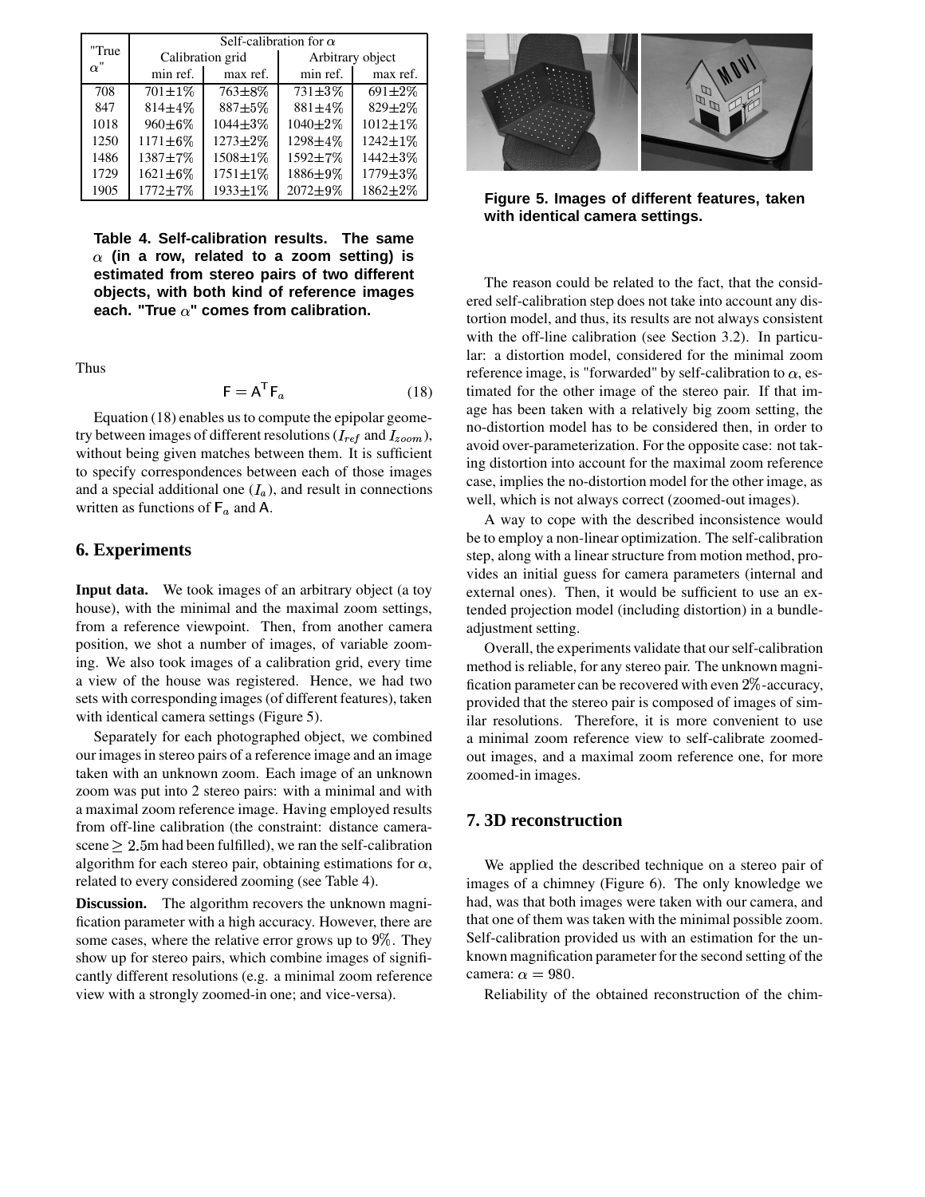| "True $\alpha$" | Self-calibration for $\alpha$ | | | |
|---|---|---|---|---|
| | Calibration grid | | Arbitrary object | |
| | min ref. | max ref. | min ref. | max ref. |
| 708 | 701±1% | 763±8% | 731±3% | 691±2% |
| 847 | 814±4% | 887±5% | 881±4% | 829±2% |
| 1018 | 960±6% | 1044±3% | 1040±2% | 1012±1% |
| 1250 | 1171±6% | 1273±2% | 1298±4% | 1242±1% |
| 1486 | 1387±7% | 1508±1% | 1592±7% | 1442±3% |
| 1729 | 1621±6% | 1751±1% | 1886±9% | 1779±3% |
| 1905 | 1772±7% | 1933±1% | 2072±9% | 1862±2% |

**Table 4. Self-calibration results. The same $\alpha$ (in a row, related to a zoom setting) is estimated from stereo pairs of two different objects, with both kind of reference images each. "True $\alpha$" comes from calibration.**

Thus

$$\mathsf{F} = \mathsf{A}^\mathsf{T} \mathsf{F}_a \tag{18}$$

Equation (18) enables us to compute the epipolar geometry between images of different resolutions ($I_{ref}$ and $I_{zoom}$), without being given matches between them. It is sufficient to specify correspondences between each of those images and a special additional one ($I_a$), and result in connections written as functions of $\mathsf{F}_a$ and $\mathsf{A}$.

## 6. Experiments

**Input data.** We took images of an arbitrary object (a toy house), with the minimal and the maximal zoom settings, from a reference viewpoint. Then, from another camera position, we shot a number of images, of variable zooming. We also took images of a calibration grid, every time a view of the house was registered. Hence, we had two sets with corresponding images (of different features), taken with identical camera settings (Figure 5).

Separately for each photographed object, we combined our images in stereo pairs of a reference image and an image taken with an unknown zoom. Each image of an unknown zoom was put into 2 stereo pairs: with a minimal and with a maximal zoom reference image. Having employed results from off-line calibration (the constraint: distance camera-scene $\geq 2.5$m had been fulfilled), we ran the self-calibration algorithm for each stereo pair, obtaining estimations for $\alpha$, related to every considered zooming (see Table 4).

**Discussion.** The algorithm recovers the unknown magnification parameter with a high accuracy. However, there are some cases, where the relative error grows up to $9\%$. They show up for stereo pairs, which combine images of significantly different resolutions (e.g. a minimal zoom reference view with a strongly zoomed-in one; and vice-versa).

**Figure 5. Images of different features, taken with identical camera settings.**

The reason could be related to the fact, that the considered self-calibration step does not take into account any distortion model, and thus, its results are not always consistent with the off-line calibration (see Section 3.2). In particular: a distortion model, considered for the minimal zoom reference image, is "forwarded" by self-calibration to $\alpha$, estimated for the other image of the stereo pair. If that image has been taken with a relatively big zoom setting, the no-distortion model has to be considered then, in order to avoid over-parameterization. For the opposite case: not taking distortion into account for the maximal zoom reference case, implies the no-distortion model for the other image, as well, which is not always correct (zoomed-out images).

A way to cope with the described inconsistence would be to employ a non-linear optimization. The self-calibration step, along with a linear structure from motion method, provides an initial guess for camera parameters (internal and external ones). Then, it would be sufficient to use an extended projection model (including distortion) in a bundle-adjustment setting.

Overall, the experiments validate that our self-calibration method is reliable, for any stereo pair. The unknown magnification parameter can be recovered with even $2\%$-accuracy, provided that the stereo pair is composed of images of similar resolutions. Therefore, it is more convenient to use a minimal zoom reference view to self-calibrate zoomed-out images, and a maximal zoom reference one, for more zoomed-in images.

## 7. 3D reconstruction

We applied the described technique on a stereo pair of images of a chimney (Figure 6). The only knowledge we had, was that both images were taken with our camera, and that one of them was taken with the minimal possible zoom. Self-calibration provided us with an estimation for the unknown magnification parameter for the second setting of the camera: $\alpha = 980$.

Reliability of the obtained reconstruction of the chim-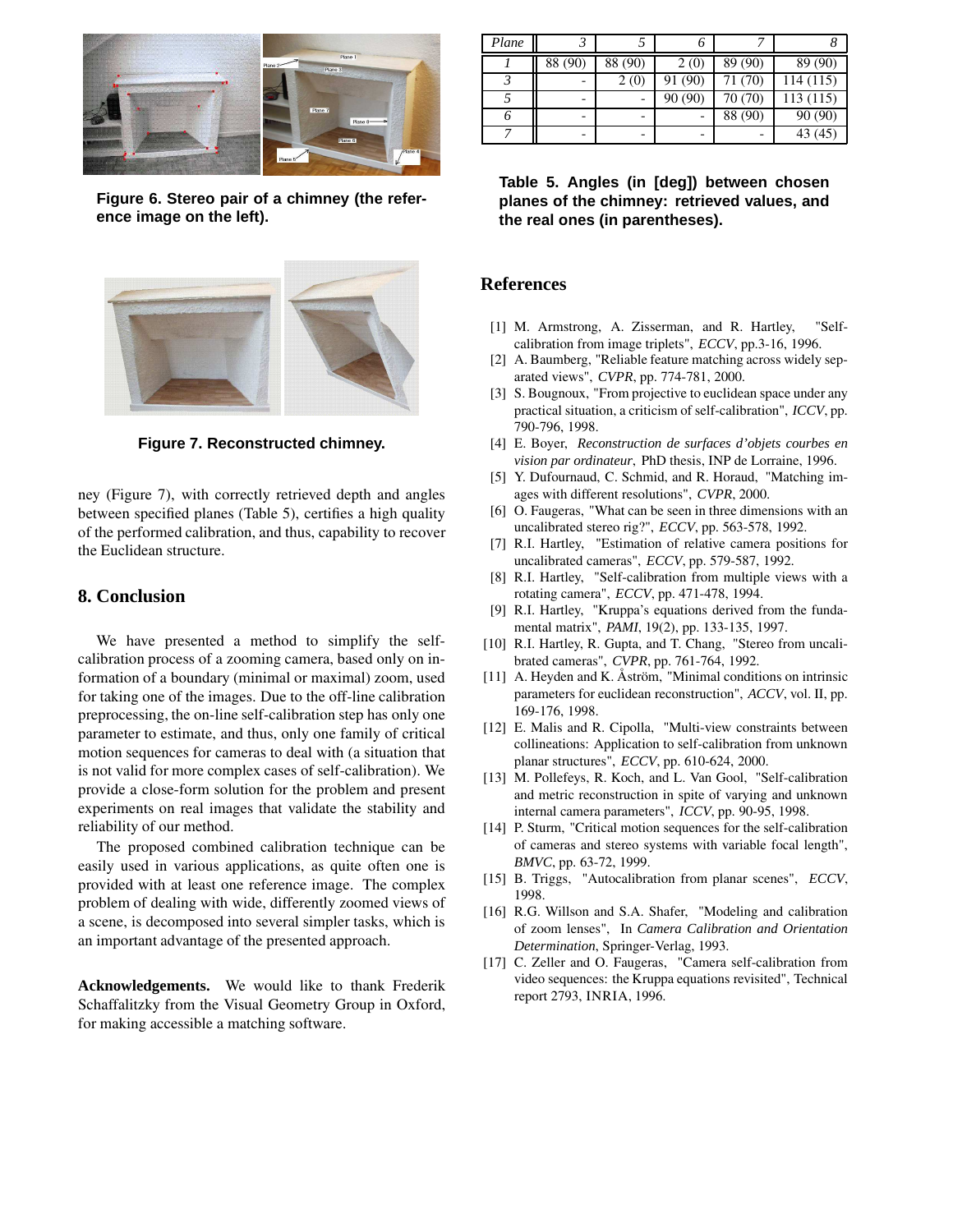Figure 6. Stereo pair of a chimney (the reference image on the left).

Figure 7. Reconstructed chimney.

ney (Figure 7), with correctly retrieved depth and angles between specified planes (Table 5), certifies a high quality of the performed calibration, and thus, capability to recover the Euclidean structure.

## 8. Conclusion

We have presented a method to simplify the self-calibration process of a zooming camera, based only on information of a boundary (minimal or maximal) zoom, used for taking one of the images. Due to the off-line calibration preprocessing, the on-line self-calibration step has only one parameter to estimate, and thus, only one family of critical motion sequences for cameras to deal with (a situation that is not valid for more complex cases of self-calibration). We provide a close-form solution for the problem and present experiments on real images that validate the stability and reliability of our method.

The proposed combined calibration technique can be easily used in various applications, as quite often one is provided with at least one reference image. The complex problem of dealing with wide, differently zoomed views of a scene, is decomposed into several simpler tasks, which is an important advantage of the presented approach.

**Acknowledgements.** We would like to thank Frederik Schaffalitzky from the Visual Geometry Group in Oxford, for making accessible a matching software.

| *Plane* | 3 | 5 | 6 | 7 | 8 |
|---|---|---|---|---|---|
| *1* | 88 (90) | 88 (90) | 2 (0) | 89 (90) | 89 (90) |
| *3* | - | 2 (0) | 91 (90) | 71 (70) | 114 (115) |
| *5* | - | - | 90 (90) | 70 (70) | 113 (115) |
| *6* | - | - | - | 88 (90) | 90 (90) |
| *7* | - | - | - | - | 43 (45) |

**Table 5. Angles (in [deg]) between chosen planes of the chimney: retrieved values, and the real ones (in parentheses).**

## References

[1] M. Armstrong, A. Zisserman, and R. Hartley, "Self-calibration from image triplets", *ECCV*, pp.3-16, 1996.

[2] A. Baumberg, "Reliable feature matching across widely separated views", *CVPR*, pp. 774-781, 2000.

[3] S. Bougnoux, "From projective to euclidean space under any practical situation, a criticism of self-calibration", *ICCV*, pp. 790-796, 1998.

[4] E. Boyer, *Reconstruction de surfaces d'objets courbes en vision par ordinateur*, PhD thesis, INP de Lorraine, 1996.

[5] Y. Dufournaud, C. Schmid, and R. Horaud, "Matching images with different resolutions", *CVPR*, 2000.

[6] O. Faugeras, "What can be seen in three dimensions with an uncalibrated stereo rig?", *ECCV*, pp. 563-578, 1992.

[7] R.I. Hartley, "Estimation of relative camera positions for uncalibrated cameras", *ECCV*, pp. 579-587, 1992.

[8] R.I. Hartley, "Self-calibration from multiple views with a rotating camera", *ECCV*, pp. 471-478, 1994.

[9] R.I. Hartley, "Kruppa's equations derived from the fundamental matrix", *PAMI*, 19(2), pp. 133-135, 1997.

[10] R.I. Hartley, R. Gupta, and T. Chang, "Stereo from uncalibrated cameras", *CVPR*, pp. 761-764, 1992.

[11] A. Heyden and K. Åström, "Minimal conditions on intrinsic parameters for euclidean reconstruction", *ACCV*, vol. II, pp. 169-176, 1998.

[12] E. Malis and R. Cipolla, "Multi-view constraints between collineations: Application to self-calibration from unknown planar structures", *ECCV*, pp. 610-624, 2000.

[13] M. Pollefeys, R. Koch, and L. Van Gool, "Self-calibration and metric reconstruction in spite of varying and unknown internal camera parameters", *ICCV*, pp. 90-95, 1998.

[14] P. Sturm, "Critical motion sequences for the self-calibration of cameras and stereo systems with variable focal length", *BMVC*, pp. 63-72, 1999.

[15] B. Triggs, "Autocalibration from planar scenes", *ECCV*, 1998.

[16] R.G. Willson and S.A. Shafer, "Modeling and calibration of zoom lenses", In *Camera Calibration and Orientation Determination*, Springer-Verlag, 1993.

[17] C. Zeller and O. Faugeras, "Camera self-calibration from video sequences: the Kruppa equations revisited", Technical report 2793, INRIA, 1996.